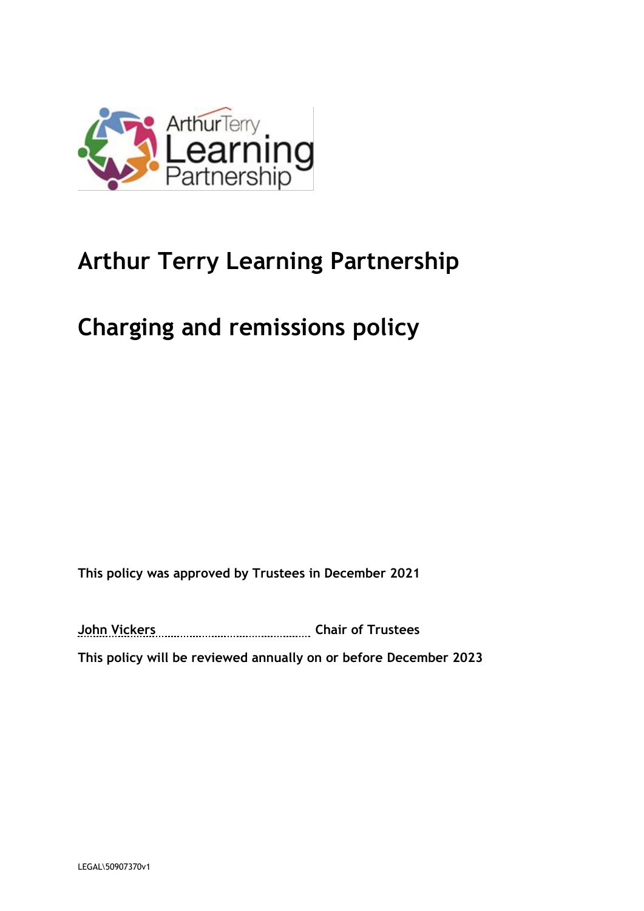# Arthur Terry Learning Partnership

# Charging and remissions policy

**This policy was approved by Trustees in December 2021**

**John Vickers ............................................ Chair of Trustees**

**This policy will be reviewed annually on or before December 2023**

LEGAL\50907370v1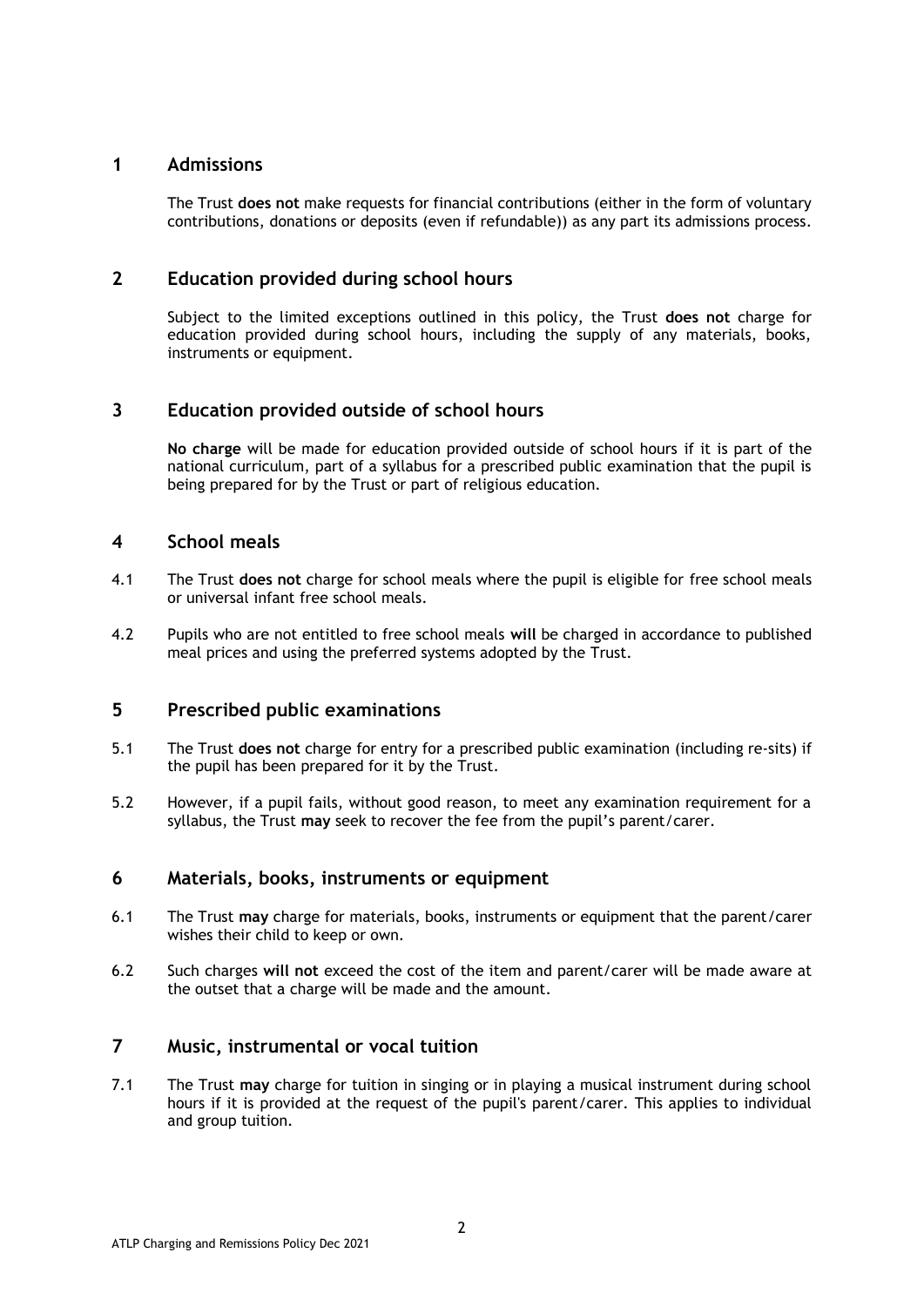## 1 Admissions

The Trust **does not** make requests for financial contributions (either in the form of voluntary contributions, donations or deposits (even if refundable)) as any part its admissions process.

## 2 Education provided during school hours

Subject to the limited exceptions outlined in this policy, the Trust **does not** charge for education provided during school hours, including the supply of any materials, books, instruments or equipment.

## 3 Education provided outside of school hours

**No charge** will be made for education provided outside of school hours if it is part of the national curriculum, part of a syllabus for a prescribed public examination that the pupil is being prepared for by the Trust or part of religious education.

## 4 School meals

4.1 The Trust **does not** charge for school meals where the pupil is eligible for free school meals or universal infant free school meals.

4.2 Pupils who are not entitled to free school meals **will** be charged in accordance to published meal prices and using the preferred systems adopted by the Trust.

## 5 Prescribed public examinations

5.1 The Trust **does not** charge for entry for a prescribed public examination (including re-sits) if the pupil has been prepared for it by the Trust.

5.2 However, if a pupil fails, without good reason, to meet any examination requirement for a syllabus, the Trust **may** seek to recover the fee from the pupil's parent/carer.

## 6 Materials, books, instruments or equipment

6.1 The Trust **may** charge for materials, books, instruments or equipment that the parent/carer wishes their child to keep or own.

6.2 Such charges **will not** exceed the cost of the item and parent/carer will be made aware at the outset that a charge will be made and the amount.

## 7 Music, instrumental or vocal tuition

7.1 The Trust **may** charge for tuition in singing or in playing a musical instrument during school hours if it is provided at the request of the pupil's parent/carer. This applies to individual and group tuition.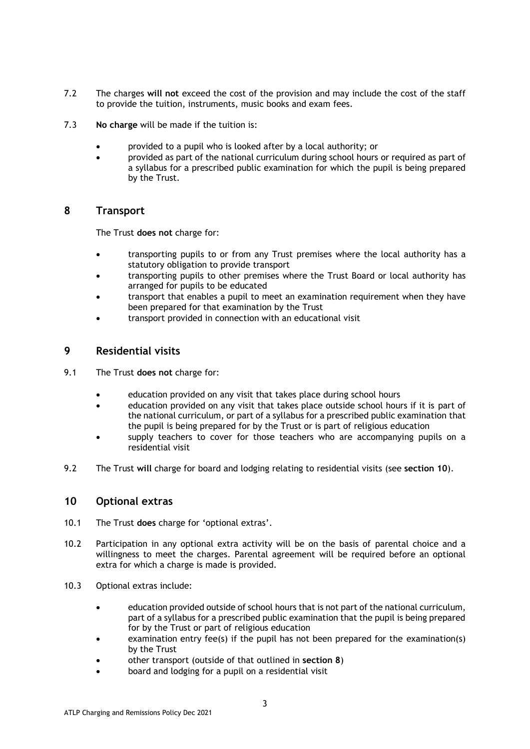7.2 The charges **will not** exceed the cost of the provision and may include the cost of the staff to provide the tuition, instruments, music books and exam fees.

7.3 **No charge** will be made if the tuition is:

- provided to a pupil who is looked after by a local authority; or
- provided as part of the national curriculum during school hours or required as part of a syllabus for a prescribed public examination for which the pupil is being prepared by the Trust.

## 8 Transport

The Trust **does not** charge for:

- transporting pupils to or from any Trust premises where the local authority has a statutory obligation to provide transport
- transporting pupils to other premises where the Trust Board or local authority has arranged for pupils to be educated
- transport that enables a pupil to meet an examination requirement when they have been prepared for that examination by the Trust
- transport provided in connection with an educational visit

## 9 Residential visits

9.1 The Trust **does not** charge for:

- education provided on any visit that takes place during school hours
- education provided on any visit that takes place outside school hours if it is part of the national curriculum, or part of a syllabus for a prescribed public examination that the pupil is being prepared for by the Trust or is part of religious education
- supply teachers to cover for those teachers who are accompanying pupils on a residential visit

9.2 The Trust **will** charge for board and lodging relating to residential visits (see **section 10**).

## 10 Optional extras

10.1 The Trust **does** charge for 'optional extras'.

10.2 Participation in any optional extra activity will be on the basis of parental choice and a willingness to meet the charges. Parental agreement will be required before an optional extra for which a charge is made is provided.

10.3 Optional extras include:

- education provided outside of school hours that is not part of the national curriculum, part of a syllabus for a prescribed public examination that the pupil is being prepared for by the Trust or part of religious education
- examination entry fee(s) if the pupil has not been prepared for the examination(s) by the Trust
- other transport (outside of that outlined in **section 8**)
- board and lodging for a pupil on a residential visit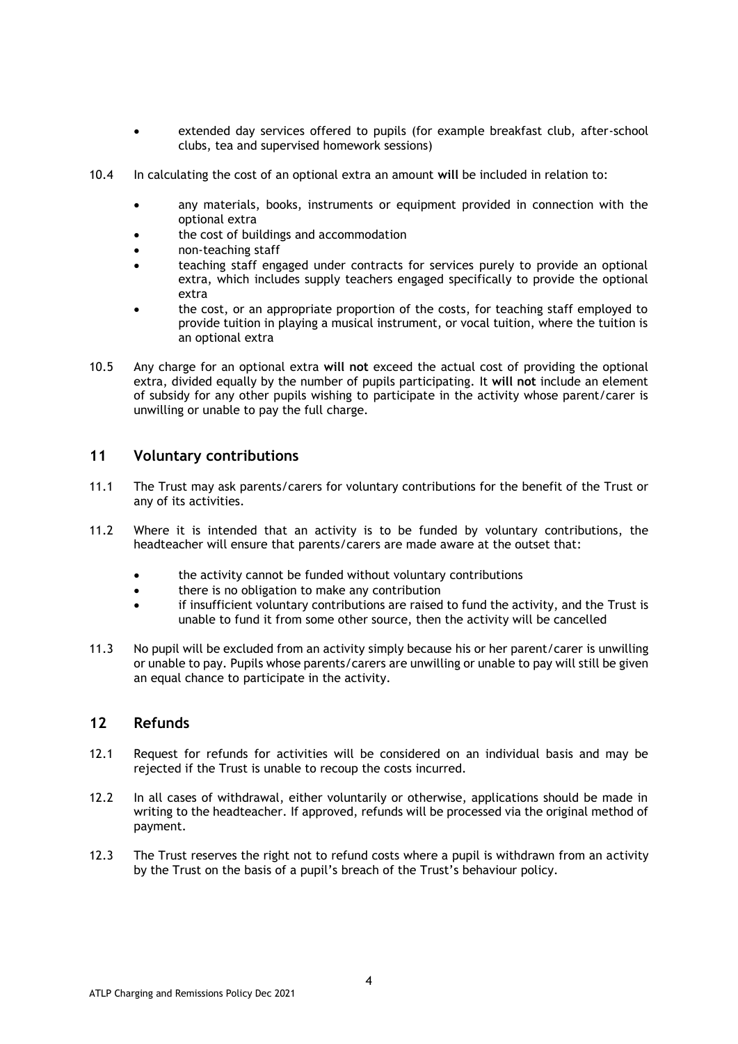- extended day services offered to pupils (for example breakfast club, after-school clubs, tea and supervised homework sessions)

10.4 In calculating the cost of an optional extra an amount **will** be included in relation to:

- any materials, books, instruments or equipment provided in connection with the optional extra
- the cost of buildings and accommodation
- non-teaching staff
- teaching staff engaged under contracts for services purely to provide an optional extra, which includes supply teachers engaged specifically to provide the optional extra
- the cost, or an appropriate proportion of the costs, for teaching staff employed to provide tuition in playing a musical instrument, or vocal tuition, where the tuition is an optional extra

10.5 Any charge for an optional extra **will not** exceed the actual cost of providing the optional extra, divided equally by the number of pupils participating. It **will not** include an element of subsidy for any other pupils wishing to participate in the activity whose parent/carer is unwilling or unable to pay the full charge.

## 11 Voluntary contributions

11.1 The Trust may ask parents/carers for voluntary contributions for the benefit of the Trust or any of its activities.

11.2 Where it is intended that an activity is to be funded by voluntary contributions, the headteacher will ensure that parents/carers are made aware at the outset that:

- the activity cannot be funded without voluntary contributions
- there is no obligation to make any contribution
- if insufficient voluntary contributions are raised to fund the activity, and the Trust is unable to fund it from some other source, then the activity will be cancelled

11.3 No pupil will be excluded from an activity simply because his or her parent/carer is unwilling or unable to pay. Pupils whose parents/carers are unwilling or unable to pay will still be given an equal chance to participate in the activity.

## 12 Refunds

12.1 Request for refunds for activities will be considered on an individual basis and may be rejected if the Trust is unable to recoup the costs incurred.

12.2 In all cases of withdrawal, either voluntarily or otherwise, applications should be made in writing to the headteacher. If approved, refunds will be processed via the original method of payment.

12.3 The Trust reserves the right not to refund costs where a pupil is withdrawn from an activity by the Trust on the basis of a pupil's breach of the Trust's behaviour policy.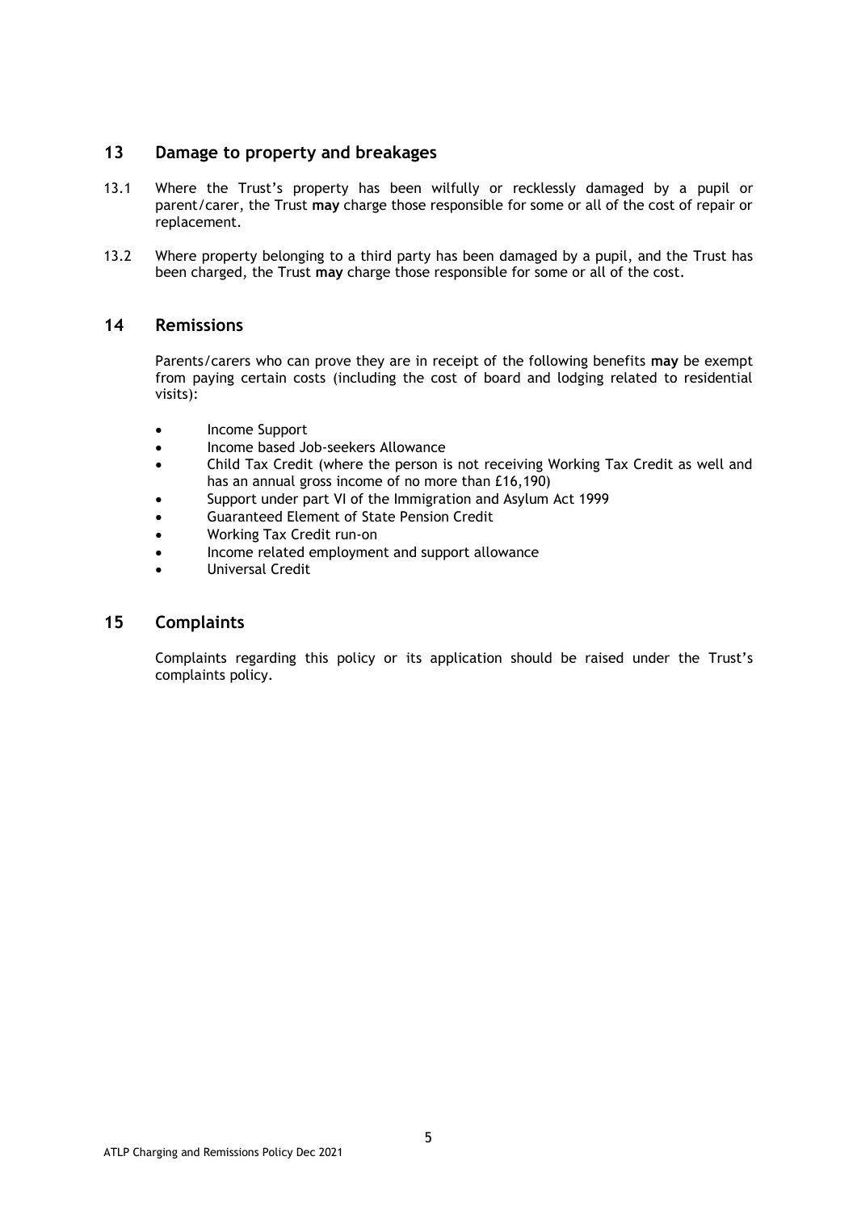## 13 Damage to property and breakages

13.1 Where the Trust's property has been wilfully or recklessly damaged by a pupil or parent/carer, the Trust **may** charge those responsible for some or all of the cost of repair or replacement.

13.2 Where property belonging to a third party has been damaged by a pupil, and the Trust has been charged, the Trust **may** charge those responsible for some or all of the cost.

## 14 Remissions

Parents/carers who can prove they are in receipt of the following benefits **may** be exempt from paying certain costs (including the cost of board and lodging related to residential visits):

- Income Support
- Income based Job-seekers Allowance
- Child Tax Credit (where the person is not receiving Working Tax Credit as well and has an annual gross income of no more than £16,190)
- Support under part VI of the Immigration and Asylum Act 1999
- Guaranteed Element of State Pension Credit
- Working Tax Credit run-on
- Income related employment and support allowance
- Universal Credit

## 15 Complaints

Complaints regarding this policy or its application should be raised under the Trust's complaints policy.